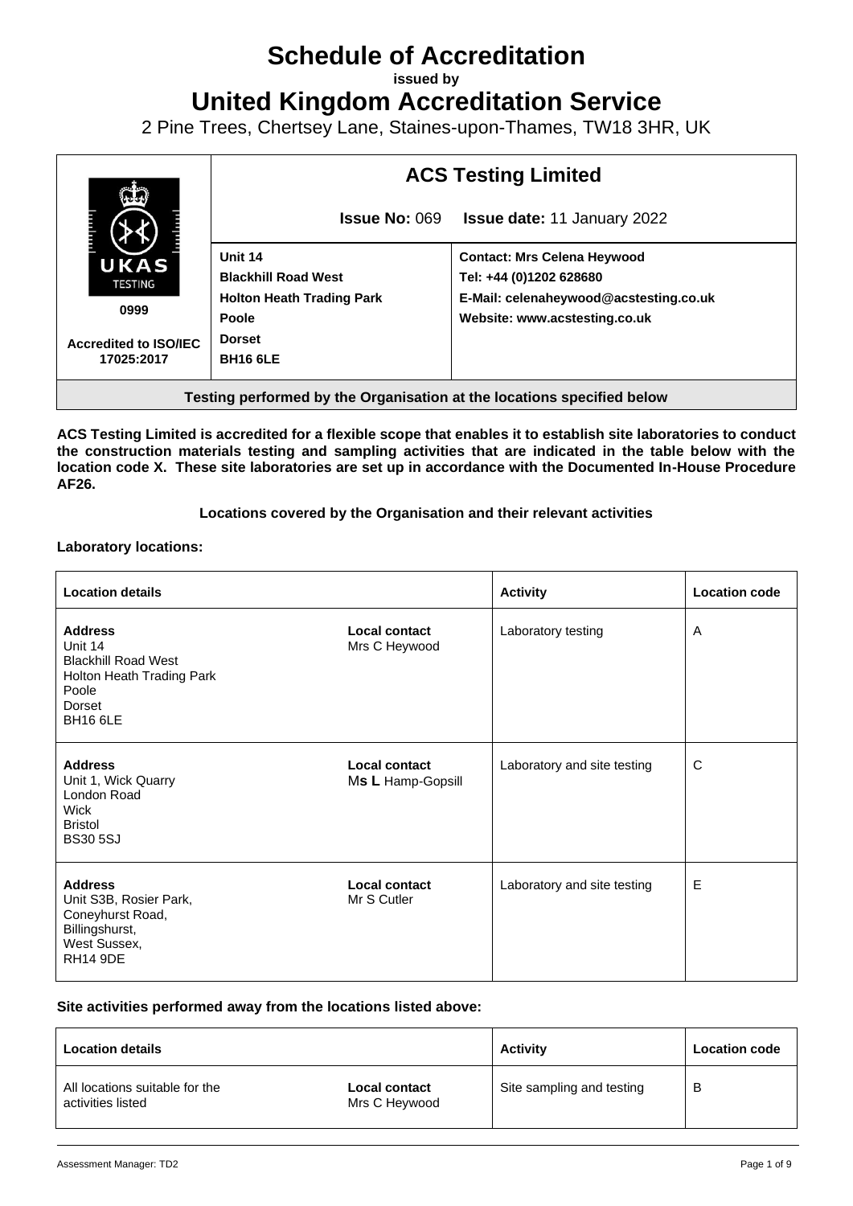# Schedule of Accreditation

**issued by**

# United Kingdom Accreditation Service

2 Pine Trees, Chertsey Lane, Staines-upon-Thames, TW18 3HR, UK

| | **ACS Testing Limited** | |
|---|---|---|
| | **Issue No:** 069 | **Issue date:** 11 January 2022 |
| UKAS TESTING 0999 Accredited to ISO/IEC 17025:2017 | **Unit 14**<br>**Blackhill Road West**<br>**Holton Heath Trading Park**<br>**Poole**<br>**Dorset**<br>**BH16 6LE** | **Contact: Mrs Celena Heywood**<br>**Tel: +44 (0)1202 628680**<br>**E-Mail: celenaheywood@acstesting.co.uk**<br>**Website: www.acstesting.co.uk** |

**Testing performed by the Organisation at the locations specified below**

**ACS Testing Limited is accredited for a flexible scope that enables it to establish site laboratories to conduct the construction materials testing and sampling activities that are indicated in the table below with the location code X. These site laboratories are set up in accordance with the Documented In-House Procedure AF26.**

**Locations covered by the Organisation and their relevant activities**

**Laboratory locations:**

| Location details | | Activity | Location code |
|---|---|---|---|
| **Address**<br>Unit 14<br>Blackhill Road West<br>Holton Heath Trading Park<br>Poole<br>Dorset<br>BH16 6LE | **Local contact**<br>Mrs C Heywood | Laboratory testing | A |
| **Address**<br>Unit 1, Wick Quarry<br>London Road<br>Wick<br>Bristol<br>BS30 5SJ | **Local contact**<br>Ms L Hamp-Gopsill | Laboratory and site testing | C |
| **Address**<br>Unit S3B, Rosier Park,<br>Coneyhurst Road,<br>Billingshurst,<br>West Sussex,<br>RH14 9DE | **Local contact**<br>Mr S Cutler | Laboratory and site testing | E |

**Site activities performed away from the locations listed above:**

| Location details | | Activity | Location code |
|---|---|---|---|
| All locations suitable for the activities listed | **Local contact**<br>Mrs C Heywood | Site sampling and testing | B |

Assessment Manager: TD2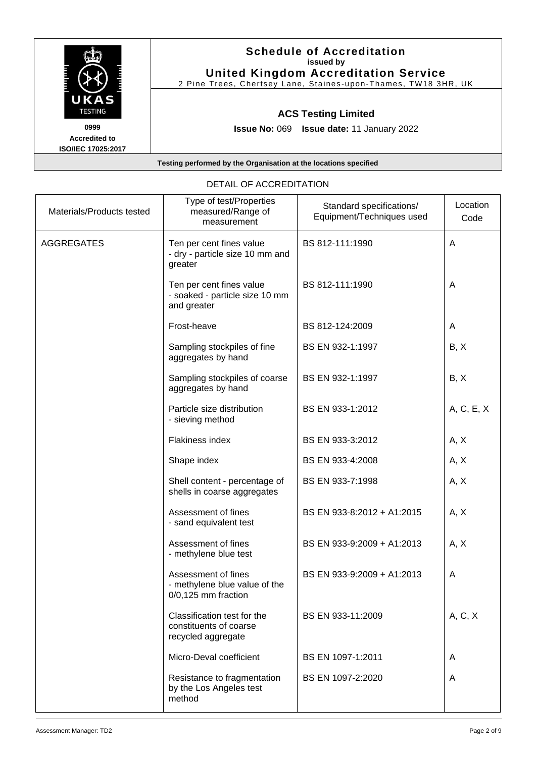# Schedule of Accreditation

**issued by**

**United Kingdom Accreditation Service**

2 Pine Trees, Chertsey Lane, Staines-upon-Thames, TW18 3HR, UK

UKAS TESTING

0999

Accredited to ISO/IEC 17025:2017

## ACS Testing Limited

**Issue No:** 069 **Issue date:** 11 January 2022

**Testing performed by the Organisation at the locations specified**

DETAIL OF ACCREDITATION

| Materials/Products tested | Type of test/Properties measured/Range of measurement | Standard specifications/ Equipment/Techniques used | Location Code |
|---|---|---|---|
| AGGREGATES | Ten per cent fines value - dry - particle size 10 mm and greater | BS 812-111:1990 | A |
| | Ten per cent fines value - soaked - particle size 10 mm and greater | BS 812-111:1990 | A |
| | Frost-heave | BS 812-124:2009 | A |
| | Sampling stockpiles of fine aggregates by hand | BS EN 932-1:1997 | B, X |
| | Sampling stockpiles of coarse aggregates by hand | BS EN 932-1:1997 | B, X |
| | Particle size distribution - sieving method | BS EN 933-1:2012 | A, C, E, X |
| | Flakiness index | BS EN 933-3:2012 | A, X |
| | Shape index | BS EN 933-4:2008 | A, X |
| | Shell content - percentage of shells in coarse aggregates | BS EN 933-7:1998 | A, X |
| | Assessment of fines - sand equivalent test | BS EN 933-8:2012 + A1:2015 | A, X |
| | Assessment of fines - methylene blue test | BS EN 933-9:2009 + A1:2013 | A, X |
| | Assessment of fines - methylene blue value of the 0/0,125 mm fraction | BS EN 933-9:2009 + A1:2013 | A |
| | Classification test for the constituents of coarse recycled aggregate | BS EN 933-11:2009 | A, C, X |
| | Micro-Deval coefficient | BS EN 1097-1:2011 | A |
| | Resistance to fragmentation by the Los Angeles test method | BS EN 1097-2:2020 | A |

Assessment Manager: TD2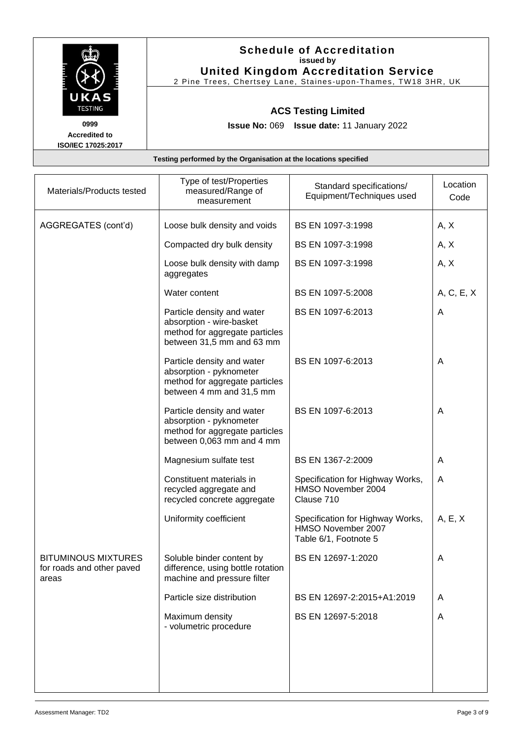**Schedule of Accreditation**
**issued by**
**United Kingdom Accreditation Service**
2 Pine Trees, Chertsey Lane, Staines-upon-Thames, TW18 3HR, UK

UKAS TESTING
0999
Accredited to
ISO/IEC 17025:2017

**ACS Testing Limited**

**Issue No:** 069 **Issue date:** 11 January 2022

**Testing performed by the Organisation at the locations specified**

| Materials/Products tested | Type of test/Properties measured/Range of measurement | Standard specifications/ Equipment/Techniques used | Location Code |
|---|---|---|---|
| AGGREGATES (cont'd) | Loose bulk density and voids | BS EN 1097-3:1998 | A, X |
| | Compacted dry bulk density | BS EN 1097-3:1998 | A, X |
| | Loose bulk density with damp aggregates | BS EN 1097-3:1998 | A, X |
| | Water content | BS EN 1097-5:2008 | A, C, E, X |
| | Particle density and water absorption - wire-basket method for aggregate particles between 31,5 mm and 63 mm | BS EN 1097-6:2013 | A |
| | Particle density and water absorption - pyknometer method for aggregate particles between 4 mm and 31,5 mm | BS EN 1097-6:2013 | A |
| | Particle density and water absorption - pyknometer method for aggregate particles between 0,063 mm and 4 mm | BS EN 1097-6:2013 | A |
| | Magnesium sulfate test | BS EN 1367-2:2009 | A |
| | Constituent materials in recycled aggregate and recycled concrete aggregate | Specification for Highway Works, HMSO November 2004 Clause 710 | A |
| | Uniformity coefficient | Specification for Highway Works, HMSO November 2007 Table 6/1, Footnote 5 | A, E, X |
| BITUMINOUS MIXTURES for roads and other paved areas | Soluble binder content by difference, using bottle rotation machine and pressure filter | BS EN 12697-1:2020 | A |
| | Particle size distribution | BS EN 12697-2:2015+A1:2019 | A |
| | Maximum density - volumetric procedure | BS EN 12697-5:2018 | A |

Assessment Manager: TD2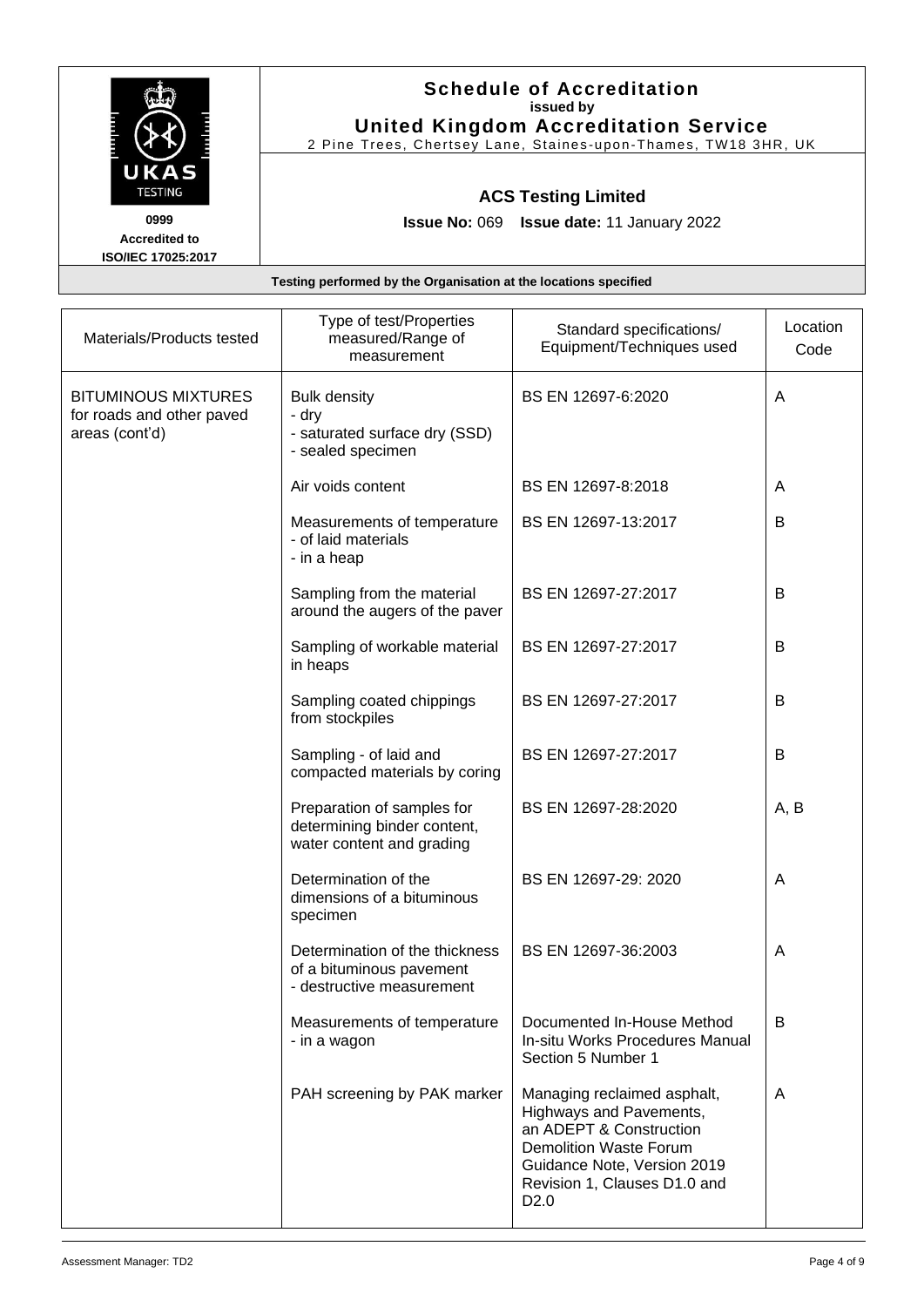**Schedule of Accreditation**
**issued by**
**United Kingdom Accreditation Service**
2 Pine Trees, Chertsey Lane, Staines-upon-Thames, TW18 3HR, UK

**0999**
**Accredited to**
**ISO/IEC 17025:2017**

## ACS Testing Limited

**Issue No:** 069 **Issue date:** 11 January 2022

**Testing performed by the Organisation at the locations specified**

| Materials/Products tested | Type of test/Properties measured/Range of measurement | Standard specifications/ Equipment/Techniques used | Location Code |
|---|---|---|---|
| BITUMINOUS MIXTURES for roads and other paved areas (cont'd) | Bulk density<br>- dry<br>- saturated surface dry (SSD)<br>- sealed specimen | BS EN 12697-6:2020 | A |
| | Air voids content | BS EN 12697-8:2018 | A |
| | Measurements of temperature<br>- of laid materials<br>- in a heap | BS EN 12697-13:2017 | B |
| | Sampling from the material around the augers of the paver | BS EN 12697-27:2017 | B |
| | Sampling of workable material in heaps | BS EN 12697-27:2017 | B |
| | Sampling coated chippings from stockpiles | BS EN 12697-27:2017 | B |
| | Sampling - of laid and compacted materials by coring | BS EN 12697-27:2017 | B |
| | Preparation of samples for determining binder content, water content and grading | BS EN 12697-28:2020 | A, B |
| | Determination of the dimensions of a bituminous specimen | BS EN 12697-29: 2020 | A |
| | Determination of the thickness of a bituminous pavement<br>- destructive measurement | BS EN 12697-36:2003 | A |
| | Measurements of temperature<br>- in a wagon | Documented In-House Method In-situ Works Procedures Manual Section 5 Number 1 | B |
| | PAH screening by PAK marker | Managing reclaimed asphalt, Highways and Pavements, an ADEPT & Construction Demolition Waste Forum Guidance Note, Version 2019 Revision 1, Clauses D1.0 and D2.0 | A |

Assessment Manager: TD2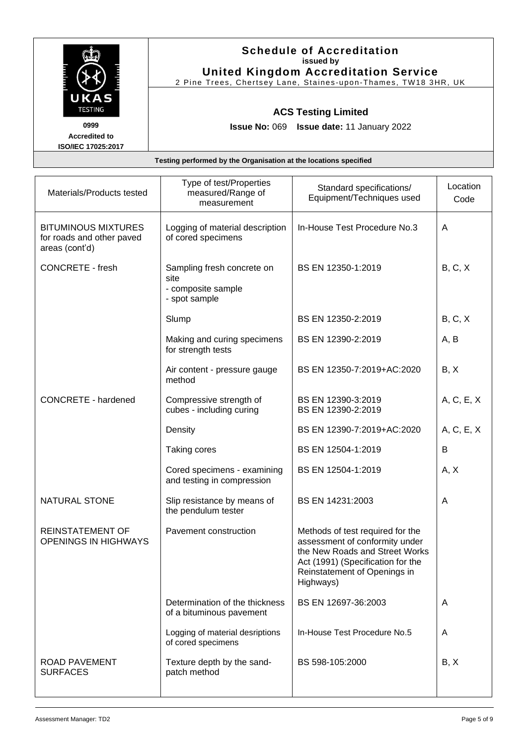# Schedule of Accreditation

**issued by**

**United Kingdom Accreditation Service**

2 Pine Trees, Chertsey Lane, Staines-upon-Thames, TW18 3HR, UK

UKAS TESTING

0999

Accredited to ISO/IEC 17025:2017

## ACS Testing Limited

**Issue No:** 069 **Issue date:** 11 January 2022

**Testing performed by the Organisation at the locations specified**

| Materials/Products tested | Type of test/Properties measured/Range of measurement | Standard specifications/ Equipment/Techniques used | Location Code |
|---|---|---|---|
| BITUMINOUS MIXTURES for roads and other paved areas (cont'd) | Logging of material description of cored specimens | In-House Test Procedure No.3 | A |
| CONCRETE - fresh | Sampling fresh concrete on site<br>- composite sample<br>- spot sample | BS EN 12350-1:2019 | B, C, X |
| | Slump | BS EN 12350-2:2019 | B, C, X |
| | Making and curing specimens for strength tests | BS EN 12390-2:2019 | A, B |
| | Air content - pressure gauge method | BS EN 12350-7:2019+AC:2020 | B, X |
| CONCRETE - hardened | Compressive strength of cubes - including curing | BS EN 12390-3:2019<br>BS EN 12390-2:2019 | A, C, E, X |
| | Density | BS EN 12390-7:2019+AC:2020 | A, C, E, X |
| | Taking cores | BS EN 12504-1:2019 | B |
| | Cored specimens - examining and testing in compression | BS EN 12504-1:2019 | A, X |
| NATURAL STONE | Slip resistance by means of the pendulum tester | BS EN 14231:2003 | A |
| REINSTATEMENT OF OPENINGS IN HIGHWAYS | Pavement construction | Methods of test required for the assessment of conformity under the New Roads and Street Works Act (1991) (Specification for the Reinstatement of Openings in Highways) | |
| | Determination of the thickness of a bituminous pavement | BS EN 12697-36:2003 | A |
| | Logging of material desriptions of cored specimens | In-House Test Procedure No.5 | A |
| ROAD PAVEMENT SURFACES | Texture depth by the sand-patch method | BS 598-105:2000 | B, X |

Assessment Manager: TD2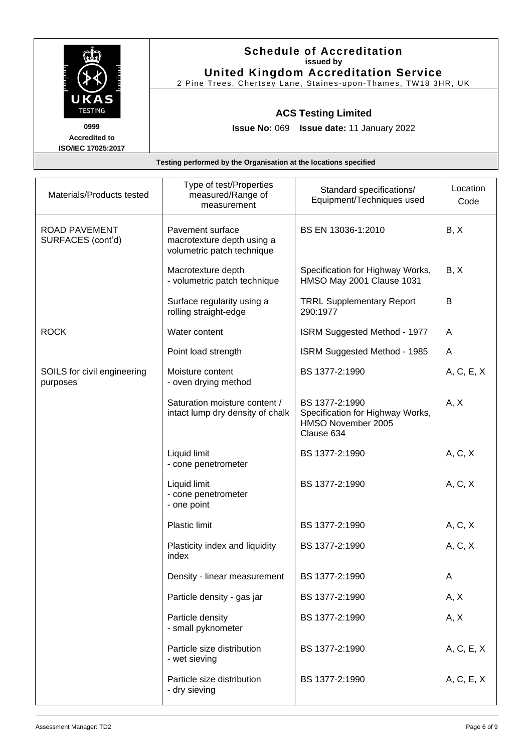# Schedule of Accreditation

issued by

**United Kingdom Accreditation Service**

2 Pine Trees, Chertsey Lane, Staines-upon-Thames, TW18 3HR, UK

0999
Accredited to
ISO/IEC 17025:2017

## ACS Testing Limited

**Issue No:** 069 **Issue date:** 11 January 2022

**Testing performed by the Organisation at the locations specified**

| Materials/Products tested | Type of test/Properties measured/Range of measurement | Standard specifications/ Equipment/Techniques used | Location Code |
|---|---|---|---|
| ROAD PAVEMENT SURFACES (cont'd) | Pavement surface macrotexture depth using a volumetric patch technique | BS EN 13036-1:2010 | B, X |
| | Macrotexture depth - volumetric patch technique | Specification for Highway Works, HMSO May 2001 Clause 1031 | B, X |
| | Surface regularity using a rolling straight-edge | TRRL Supplementary Report 290:1977 | B |
| ROCK | Water content | ISRM Suggested Method - 1977 | A |
| | Point load strength | ISRM Suggested Method - 1985 | A |
| SOILS for civil engineering purposes | Moisture content - oven drying method | BS 1377-2:1990 | A, C, E, X |
| | Saturation moisture content / intact lump dry density of chalk | BS 1377-2:1990 Specification for Highway Works, HMSO November 2005 Clause 634 | A, X |
| | Liquid limit - cone penetrometer | BS 1377-2:1990 | A, C, X |
| | Liquid limit - cone penetrometer - one point | BS 1377-2:1990 | A, C, X |
| | Plastic limit | BS 1377-2:1990 | A, C, X |
| | Plasticity index and liquidity index | BS 1377-2:1990 | A, C, X |
| | Density - linear measurement | BS 1377-2:1990 | A |
| | Particle density - gas jar | BS 1377-2:1990 | A, X |
| | Particle density - small pyknometer | BS 1377-2:1990 | A, X |
| | Particle size distribution - wet sieving | BS 1377-2:1990 | A, C, E, X |
| | Particle size distribution - dry sieving | BS 1377-2:1990 | A, C, E, X |

Assessment Manager: TD2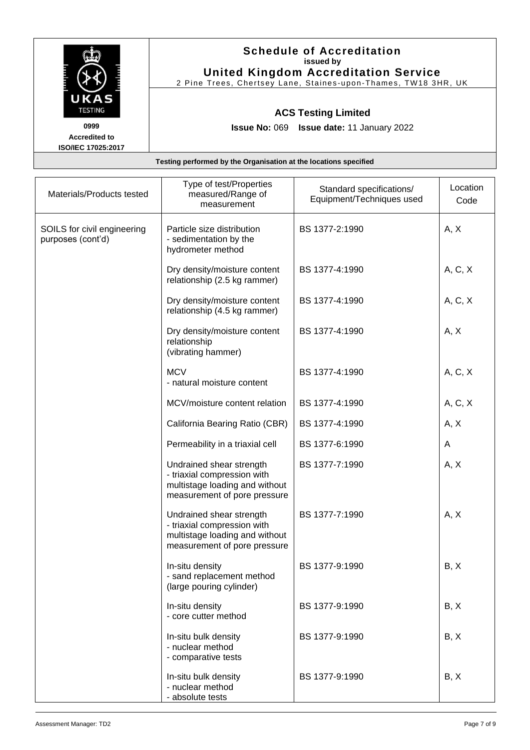# Schedule of Accreditation
**issued by**
**United Kingdom Accreditation Service**
2 Pine Trees, Chertsey Lane, Staines-upon-Thames, TW18 3HR, UK

**0999**
**Accredited to ISO/IEC 17025:2017**

## ACS Testing Limited

**Issue No:** 069 **Issue date:** 11 January 2022

**Testing performed by the Organisation at the locations specified**

| Materials/Products tested | Type of test/Properties measured/Range of measurement | Standard specifications/ Equipment/Techniques used | Location Code |
|---|---|---|---|
| SOILS for civil engineering purposes (cont'd) | Particle size distribution<br>- sedimentation by the hydrometer method | BS 1377-2:1990 | A, X |
| | Dry density/moisture content relationship (2.5 kg rammer) | BS 1377-4:1990 | A, C, X |
| | Dry density/moisture content relationship (4.5 kg rammer) | BS 1377-4:1990 | A, C, X |
| | Dry density/moisture content relationship<br>(vibrating hammer) | BS 1377-4:1990 | A, X |
| | MCV<br>- natural moisture content | BS 1377-4:1990 | A, C, X |
| | MCV/moisture content relation | BS 1377-4:1990 | A, C, X |
| | California Bearing Ratio (CBR) | BS 1377-4:1990 | A, X |
| | Permeability in a triaxial cell | BS 1377-6:1990 | A |
| | Undrained shear strength<br>- triaxial compression with multistage loading and without measurement of pore pressure | BS 1377-7:1990 | A, X |
| | Undrained shear strength<br>- triaxial compression with multistage loading and without measurement of pore pressure | BS 1377-7:1990 | A, X |
| | In-situ density<br>- sand replacement method (large pouring cylinder) | BS 1377-9:1990 | B, X |
| | In-situ density<br>- core cutter method | BS 1377-9:1990 | B, X |
| | In-situ bulk density<br>- nuclear method<br>- comparative tests | BS 1377-9:1990 | B, X |
| | In-situ bulk density<br>- nuclear method<br>- absolute tests | BS 1377-9:1990 | B, X |

Assessment Manager: TD2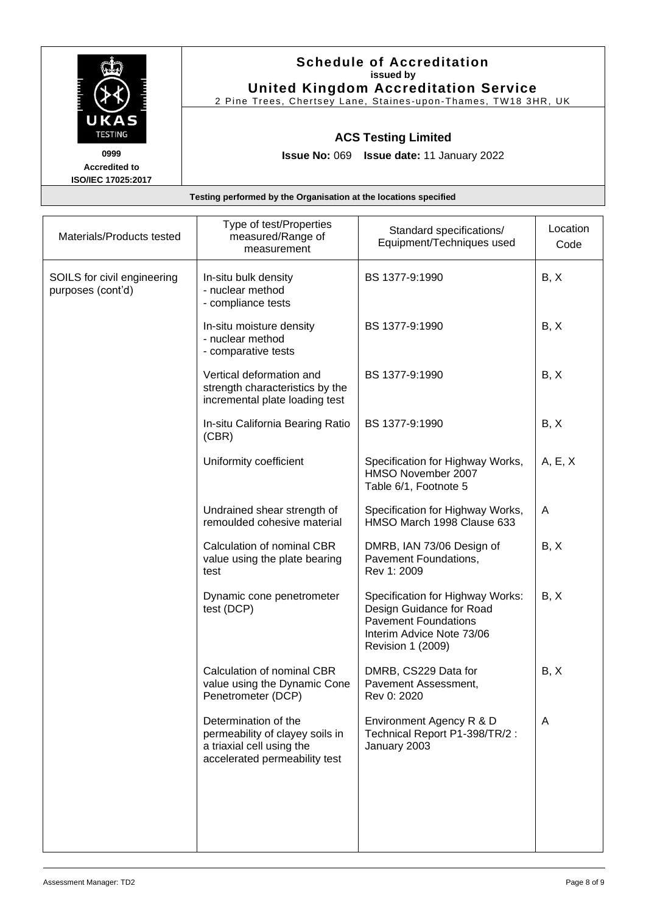# Schedule of Accreditation
**issued by**
**United Kingdom Accreditation Service**
2 Pine Trees, Chertsey Lane, Staines-upon-Thames, TW18 3HR, UK

UKAS TESTING
0999
Accredited to
ISO/IEC 17025:2017

## ACS Testing Limited

**Issue No:** 069 **Issue date:** 11 January 2022

**Testing performed by the Organisation at the locations specified**

| Materials/Products tested | Type of test/Properties measured/Range of measurement | Standard specifications/ Equipment/Techniques used | Location Code |
|---|---|---|---|
| SOILS for civil engineering purposes (cont'd) | In-situ bulk density<br>- nuclear method<br>- compliance tests | BS 1377-9:1990 | B, X |
| | In-situ moisture density<br>- nuclear method<br>- comparative tests | BS 1377-9:1990 | B, X |
| | Vertical deformation and strength characteristics by the incremental plate loading test | BS 1377-9:1990 | B, X |
| | In-situ California Bearing Ratio (CBR) | BS 1377-9:1990 | B, X |
| | Uniformity coefficient | Specification for Highway Works, HMSO November 2007 Table 6/1, Footnote 5 | A, E, X |
| | Undrained shear strength of remoulded cohesive material | Specification for Highway Works, HMSO March 1998 Clause 633 | A |
| | Calculation of nominal CBR value using the plate bearing test | DMRB, IAN 73/06 Design of Pavement Foundations, Rev 1: 2009 | B, X |
| | Dynamic cone penetrometer test (DCP) | Specification for Highway Works: Design Guidance for Road Pavement Foundations Interim Advice Note 73/06 Revision 1 (2009) | B, X |
| | Calculation of nominal CBR value using the Dynamic Cone Penetrometer (DCP) | DMRB, CS229 Data for Pavement Assessment, Rev 0: 2020 | B, X |
| | Determination of the permeability of clayey soils in a triaxial cell using the accelerated permeability test | Environment Agency R & D Technical Report P1-398/TR/2 : January 2003 | A |

Assessment Manager: TD2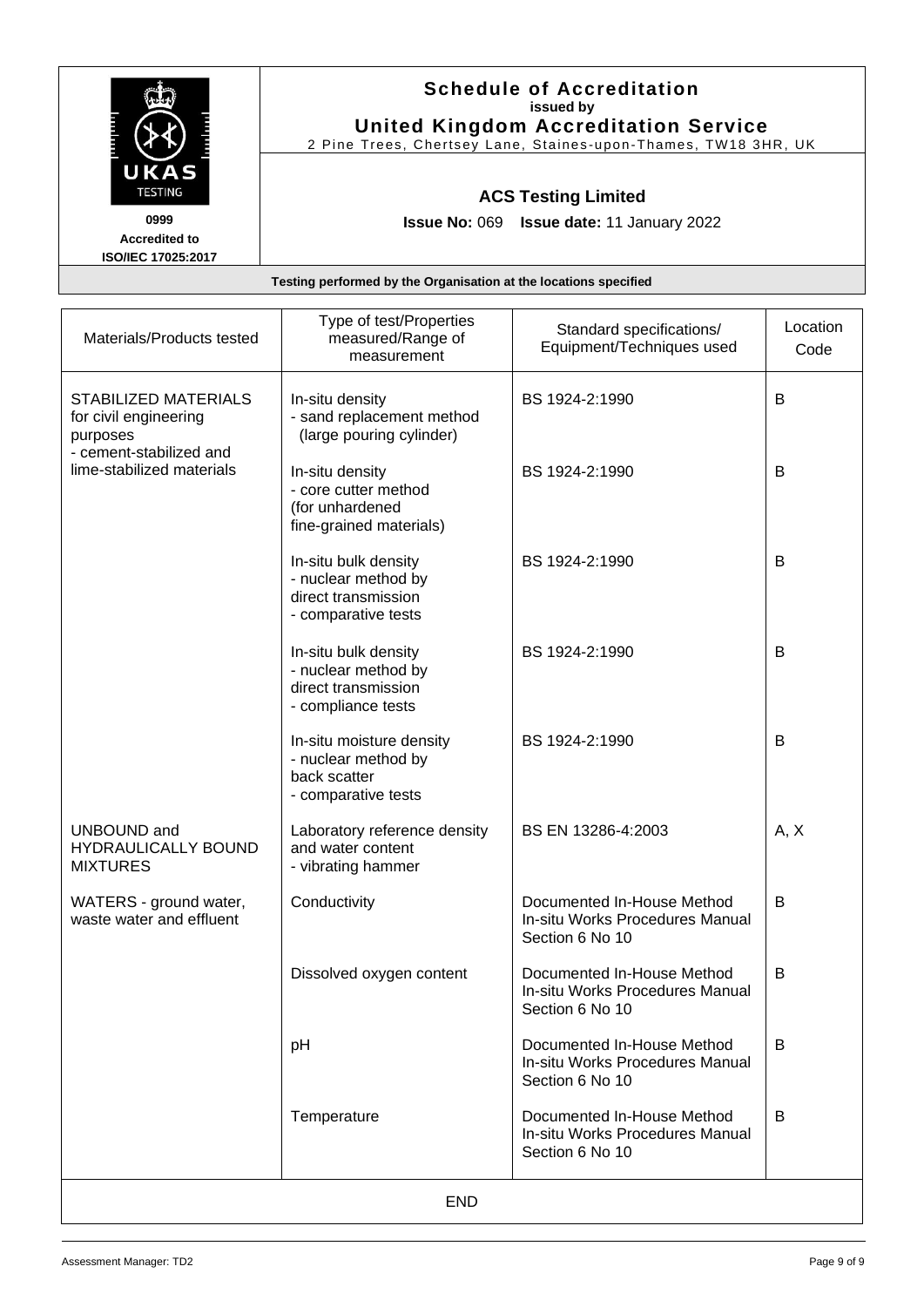**Schedule of Accreditation**
**issued by**
**United Kingdom Accreditation Service**
2 Pine Trees, Chertsey Lane, Staines-upon-Thames, TW18 3HR, UK

UKAS TESTING
0999
Accredited to
ISO/IEC 17025:2017

**ACS Testing Limited**

**Issue No:** 069 **Issue date:** 11 January 2022

**Testing performed by the Organisation at the locations specified**

| Materials/Products tested | Type of test/Properties measured/Range of measurement | Standard specifications/ Equipment/Techniques used | Location Code |
|---|---|---|---|
| STABILIZED MATERIALS for civil engineering purposes - cement-stabilized and lime-stabilized materials | In-situ density - sand replacement method (large pouring cylinder) | BS 1924-2:1990 | B |
| | In-situ density - core cutter method (for unhardened fine-grained materials) | BS 1924-2:1990 | B |
| | In-situ bulk density - nuclear method by direct transmission - comparative tests | BS 1924-2:1990 | B |
| | In-situ bulk density - nuclear method by direct transmission - compliance tests | BS 1924-2:1990 | B |
| | In-situ moisture density - nuclear method by back scatter - comparative tests | BS 1924-2:1990 | B |
| UNBOUND and HYDRAULICALLY BOUND MIXTURES | Laboratory reference density and water content - vibrating hammer | BS EN 13286-4:2003 | A, X |
| WATERS - ground water, waste water and effluent | Conductivity | Documented In-House Method In-situ Works Procedures Manual Section 6 No 10 | B |
| | Dissolved oxygen content | Documented In-House Method In-situ Works Procedures Manual Section 6 No 10 | B |
| | pH | Documented In-House Method In-situ Works Procedures Manual Section 6 No 10 | B |
| | Temperature | Documented In-House Method In-situ Works Procedures Manual Section 6 No 10 | B |

END

Assessment Manager: TD2